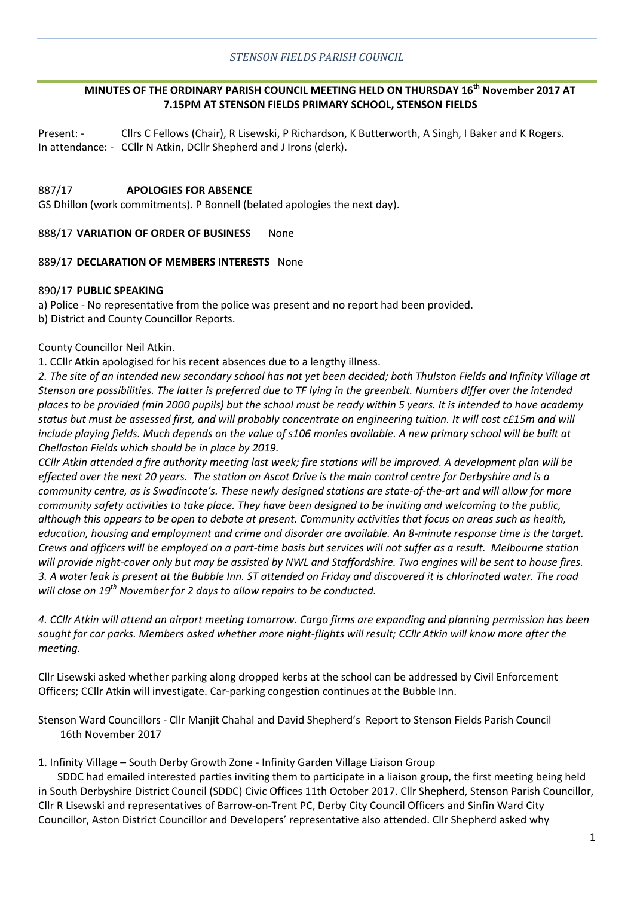*STENSON FIELDS PARISH COUNCIL*

**MINUTES OF THE ORDINARY PARISH COUNCIL MEETING HELD ON THURSDAY 16th November 2017 AT 7.15PM AT STENSON FIELDS PRIMARY SCHOOL, STENSON FIELDS**

Present: - Cllrs C Fellows (Chair), R Lisewski, P Richardson, K Butterworth, A Singh, I Baker and K Rogers.
In attendance: - CCllr N Atkin, DCllr Shepherd and J Irons (clerk).

887/17 **APOLOGIES FOR ABSENCE**
GS Dhillon (work commitments). P Bonnell (belated apologies the next day).

888/17 **VARIATION OF ORDER OF BUSINESS** None

889/17 **DECLARATION OF MEMBERS INTERESTS** None

890/17 **PUBLIC SPEAKING**
a) Police - No representative from the police was present and no report had been provided.
b) District and County Councillor Reports.

County Councillor Neil Atkin.
1. CCllr Atkin apologised for his recent absences due to a lengthy illness.
*2. The site of an intended new secondary school has not yet been decided; both Thulston Fields and Infinity Village at Stenson are possibilities. The latter is preferred due to TF lying in the greenbelt. Numbers differ over the intended places to be provided (min 2000 pupils) but the school must be ready within 5 years. It is intended to have academy status but must be assessed first, and will probably concentrate on engineering tuition. It will cost c£15m and will include playing fields. Much depends on the value of s106 monies available. A new primary school will be built at Chellaston Fields which should be in place by 2019.*
*CCllr Atkin attended a fire authority meeting last week; fire stations will be improved. A development plan will be effected over the next 20 years. The station on Ascot Drive is the main control centre for Derbyshire and is a community centre, as is Swadincote's. These newly designed stations are state-of-the-art and will allow for more community safety activities to take place. They have been designed to be inviting and welcoming to the public, although this appears to be open to debate at present. Community activities that focus on areas such as health, education, housing and employment and crime and disorder are available. An 8-minute response time is the target. Crews and officers will be employed on a part-time basis but services will not suffer as a result. Melbourne station will provide night-cover only but may be assisted by NWL and Staffordshire. Two engines will be sent to house fires.*
*3. A water leak is present at the Bubble Inn. ST attended on Friday and discovered it is chlorinated water. The road will close on 19th November for 2 days to allow repairs to be conducted.*

*4. CCllr Atkin will attend an airport meeting tomorrow. Cargo firms are expanding and planning permission has been sought for car parks. Members asked whether more night-flights will result; CCllr Atkin will know more after the meeting.*

Cllr Lisewski asked whether parking along dropped kerbs at the school can be addressed by Civil Enforcement Officers; CCllr Atkin will investigate. Car-parking congestion continues at the Bubble Inn.

Stenson Ward Councillors - Cllr Manjit Chahal and David Shepherd's Report to Stenson Fields Parish Council 16th November 2017

1. Infinity Village – South Derby Growth Zone - Infinity Garden Village Liaison Group

SDDC had emailed interested parties inviting them to participate in a liaison group, the first meeting being held in South Derbyshire District Council (SDDC) Civic Offices 11th October 2017. Cllr Shepherd, Stenson Parish Councillor, Cllr R Lisewski and representatives of Barrow-on-Trent PC, Derby City Council Officers and Sinfin Ward City Councillor, Aston District Councillor and Developers' representative also attended. Cllr Shepherd asked why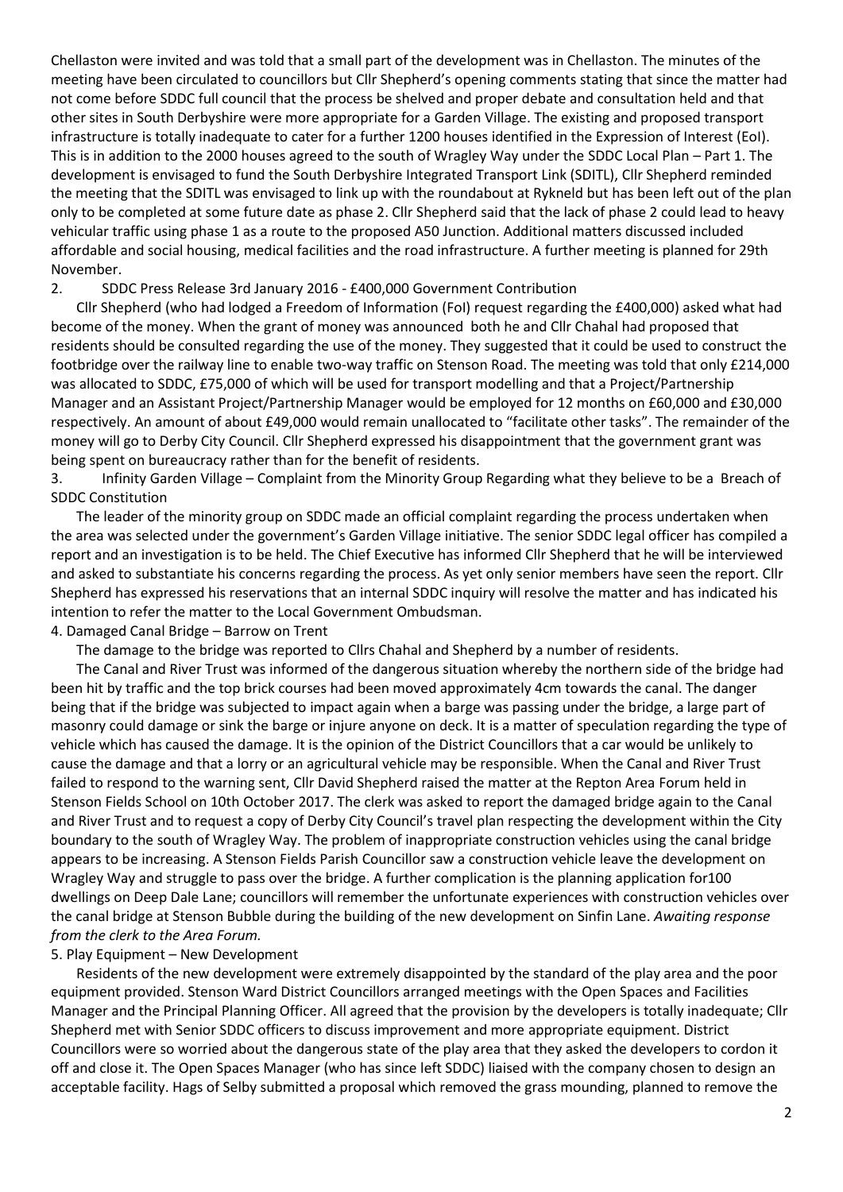Chellaston were invited and was told that a small part of the development was in Chellaston. The minutes of the meeting have been circulated to councillors but Cllr Shepherd's opening comments stating that since the matter had not come before SDDC full council that the process be shelved and proper debate and consultation held and that other sites in South Derbyshire were more appropriate for a Garden Village. The existing and proposed transport infrastructure is totally inadequate to cater for a further 1200 houses identified in the Expression of Interest (EoI). This is in addition to the 2000 houses agreed to the south of Wragley Way under the SDDC Local Plan – Part 1. The development is envisaged to fund the South Derbyshire Integrated Transport Link (SDITL), Cllr Shepherd reminded the meeting that the SDITL was envisaged to link up with the roundabout at Rykneld but has been left out of the plan only to be completed at some future date as phase 2. Cllr Shepherd said that the lack of phase 2 could lead to heavy vehicular traffic using phase 1 as a route to the proposed A50 Junction. Additional matters discussed included affordable and social housing, medical facilities and the road infrastructure. A further meeting is planned for 29th November.

2. SDDC Press Release 3rd January 2016 - £400,000 Government Contribution

Cllr Shepherd (who had lodged a Freedom of Information (FoI) request regarding the £400,000) asked what had become of the money. When the grant of money was announced both he and Cllr Chahal had proposed that residents should be consulted regarding the use of the money. They suggested that it could be used to construct the footbridge over the railway line to enable two-way traffic on Stenson Road. The meeting was told that only £214,000 was allocated to SDDC, £75,000 of which will be used for transport modelling and that a Project/Partnership Manager and an Assistant Project/Partnership Manager would be employed for 12 months on £60,000 and £30,000 respectively. An amount of about £49,000 would remain unallocated to "facilitate other tasks". The remainder of the money will go to Derby City Council. Cllr Shepherd expressed his disappointment that the government grant was being spent on bureaucracy rather than for the benefit of residents.

3. Infinity Garden Village – Complaint from the Minority Group Regarding what they believe to be a Breach of SDDC Constitution

The leader of the minority group on SDDC made an official complaint regarding the process undertaken when the area was selected under the government's Garden Village initiative. The senior SDDC legal officer has compiled a report and an investigation is to be held. The Chief Executive has informed Cllr Shepherd that he will be interviewed and asked to substantiate his concerns regarding the process. As yet only senior members have seen the report. Cllr Shepherd has expressed his reservations that an internal SDDC inquiry will resolve the matter and has indicated his intention to refer the matter to the Local Government Ombudsman.

4. Damaged Canal Bridge – Barrow on Trent

The damage to the bridge was reported to Cllrs Chahal and Shepherd by a number of residents.

The Canal and River Trust was informed of the dangerous situation whereby the northern side of the bridge had been hit by traffic and the top brick courses had been moved approximately 4cm towards the canal. The danger being that if the bridge was subjected to impact again when a barge was passing under the bridge, a large part of masonry could damage or sink the barge or injure anyone on deck. It is a matter of speculation regarding the type of vehicle which has caused the damage. It is the opinion of the District Councillors that a car would be unlikely to cause the damage and that a lorry or an agricultural vehicle may be responsible. When the Canal and River Trust failed to respond to the warning sent, Cllr David Shepherd raised the matter at the Repton Area Forum held in Stenson Fields School on 10th October 2017. The clerk was asked to report the damaged bridge again to the Canal and River Trust and to request a copy of Derby City Council's travel plan respecting the development within the City boundary to the south of Wragley Way. The problem of inappropriate construction vehicles using the canal bridge appears to be increasing. A Stenson Fields Parish Councillor saw a construction vehicle leave the development on Wragley Way and struggle to pass over the bridge. A further complication is the planning application for100 dwellings on Deep Dale Lane; councillors will remember the unfortunate experiences with construction vehicles over the canal bridge at Stenson Bubble during the building of the new development on Sinfin Lane. *Awaiting response from the clerk to the Area Forum.*

5. Play Equipment – New Development

Residents of the new development were extremely disappointed by the standard of the play area and the poor equipment provided. Stenson Ward District Councillors arranged meetings with the Open Spaces and Facilities Manager and the Principal Planning Officer. All agreed that the provision by the developers is totally inadequate; Cllr Shepherd met with Senior SDDC officers to discuss improvement and more appropriate equipment. District Councillors were so worried about the dangerous state of the play area that they asked the developers to cordon it off and close it. The Open Spaces Manager (who has since left SDDC) liaised with the company chosen to design an acceptable facility. Hags of Selby submitted a proposal which removed the grass mounding, planned to remove the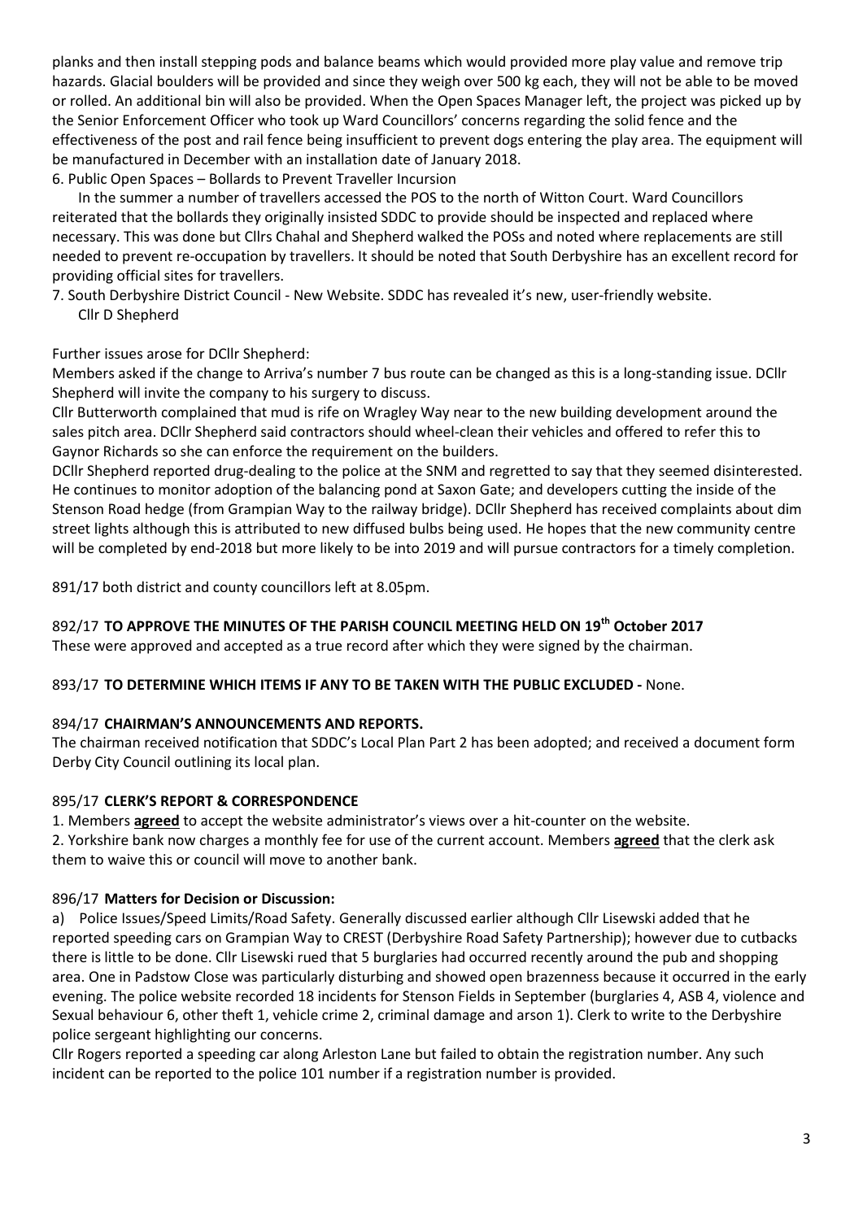planks and then install stepping pods and balance beams which would provided more play value and remove trip hazards. Glacial boulders will be provided and since they weigh over 500 kg each, they will not be able to be moved or rolled. An additional bin will also be provided. When the Open Spaces Manager left, the project was picked up by the Senior Enforcement Officer who took up Ward Councillors' concerns regarding the solid fence and the effectiveness of the post and rail fence being insufficient to prevent dogs entering the play area. The equipment will be manufactured in December with an installation date of January 2018.

6. Public Open Spaces – Bollards to Prevent Traveller Incursion

In the summer a number of travellers accessed the POS to the north of Witton Court. Ward Councillors reiterated that the bollards they originally insisted SDDC to provide should be inspected and replaced where necessary. This was done but Cllrs Chahal and Shepherd walked the POSs and noted where replacements are still needed to prevent re-occupation by travellers. It should be noted that South Derbyshire has an excellent record for providing official sites for travellers.

7. South Derbyshire District Council - New Website. SDDC has revealed it's new, user-friendly website.

Cllr D Shepherd

Further issues arose for DCllr Shepherd:

Members asked if the change to Arriva's number 7 bus route can be changed as this is a long-standing issue. DCllr Shepherd will invite the company to his surgery to discuss.

Cllr Butterworth complained that mud is rife on Wragley Way near to the new building development around the sales pitch area. DCllr Shepherd said contractors should wheel-clean their vehicles and offered to refer this to Gaynor Richards so she can enforce the requirement on the builders.

DCllr Shepherd reported drug-dealing to the police at the SNM and regretted to say that they seemed disinterested. He continues to monitor adoption of the balancing pond at Saxon Gate; and developers cutting the inside of the Stenson Road hedge (from Grampian Way to the railway bridge). DCllr Shepherd has received complaints about dim street lights although this is attributed to new diffused bulbs being used. He hopes that the new community centre will be completed by end-2018 but more likely to be into 2019 and will pursue contractors for a timely completion.

891/17 both district and county councillors left at 8.05pm.

## 892/17 **TO APPROVE THE MINUTES OF THE PARISH COUNCIL MEETING HELD ON 19th October 2017**

These were approved and accepted as a true record after which they were signed by the chairman.

## 893/17 **TO DETERMINE WHICH ITEMS IF ANY TO BE TAKEN WITH THE PUBLIC EXCLUDED -** None.

## 894/17 **CHAIRMAN'S ANNOUNCEMENTS AND REPORTS.**

The chairman received notification that SDDC's Local Plan Part 2 has been adopted; and received a document form Derby City Council outlining its local plan.

## 895/17 **CLERK'S REPORT & CORRESPONDENCE**

1. Members **agreed** to accept the website administrator's views over a hit-counter on the website.
2. Yorkshire bank now charges a monthly fee for use of the current account. Members **agreed** that the clerk ask them to waive this or council will move to another bank.

## 896/17 **Matters for Decision or Discussion:**

a) Police Issues/Speed Limits/Road Safety. Generally discussed earlier although Cllr Lisewski added that he reported speeding cars on Grampian Way to CREST (Derbyshire Road Safety Partnership); however due to cutbacks there is little to be done. Cllr Lisewski rued that 5 burglaries had occurred recently around the pub and shopping area. One in Padstow Close was particularly disturbing and showed open brazenness because it occurred in the early evening. The police website recorded 18 incidents for Stenson Fields in September (burglaries 4, ASB 4, violence and Sexual behaviour 6, other theft 1, vehicle crime 2, criminal damage and arson 1). Clerk to write to the Derbyshire police sergeant highlighting our concerns.

Cllr Rogers reported a speeding car along Arleston Lane but failed to obtain the registration number. Any such incident can be reported to the police 101 number if a registration number is provided.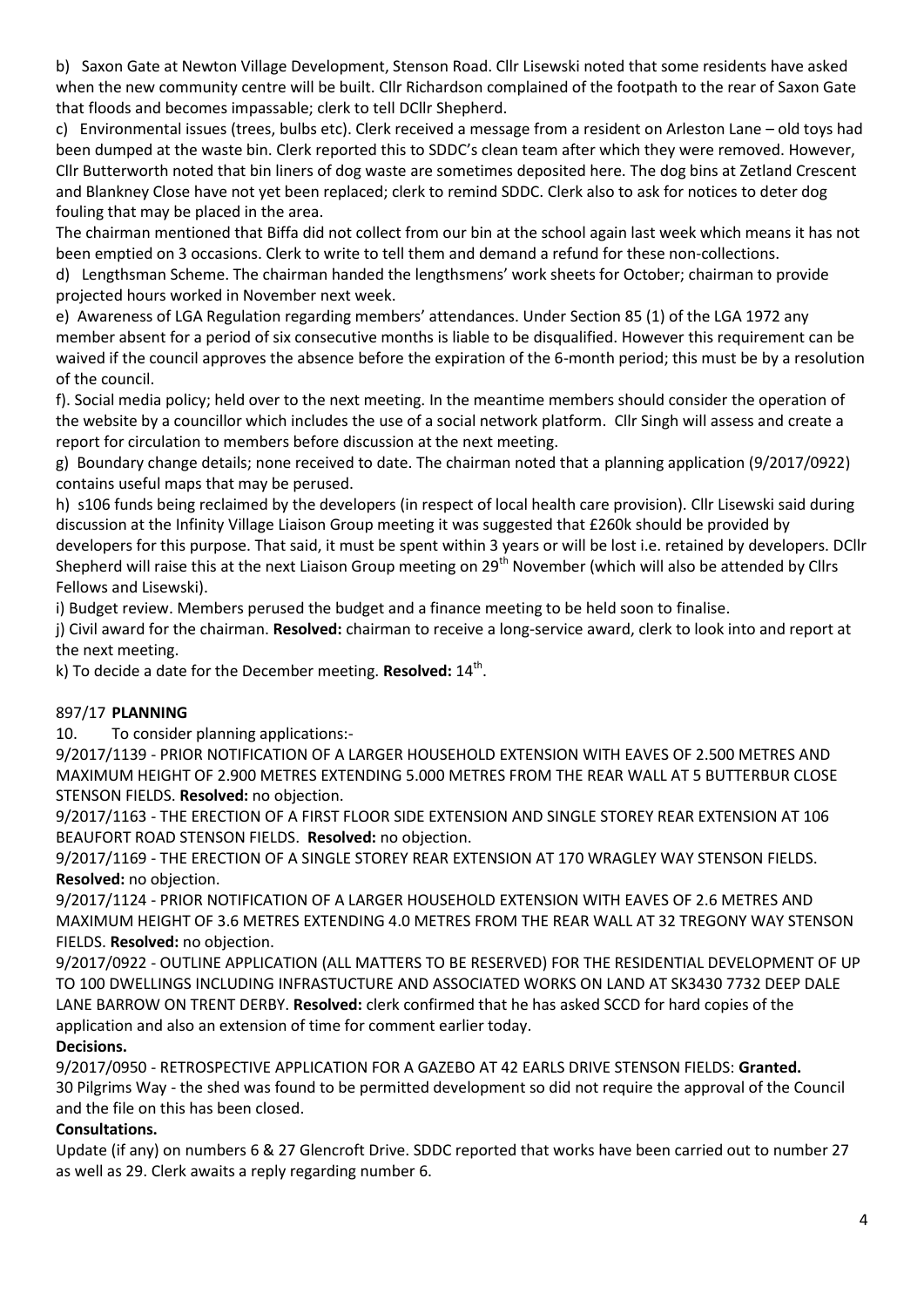b) Saxon Gate at Newton Village Development, Stenson Road. Cllr Lisewski noted that some residents have asked when the new community centre will be built. Cllr Richardson complained of the footpath to the rear of Saxon Gate that floods and becomes impassable; clerk to tell DCllr Shepherd.

c) Environmental issues (trees, bulbs etc). Clerk received a message from a resident on Arleston Lane – old toys had been dumped at the waste bin. Clerk reported this to SDDC's clean team after which they were removed. However, Cllr Butterworth noted that bin liners of dog waste are sometimes deposited here. The dog bins at Zetland Crescent and Blankney Close have not yet been replaced; clerk to remind SDDC. Clerk also to ask for notices to deter dog fouling that may be placed in the area.

The chairman mentioned that Biffa did not collect from our bin at the school again last week which means it has not been emptied on 3 occasions. Clerk to write to tell them and demand a refund for these non-collections.

d) Lengthsman Scheme. The chairman handed the lengthsmens' work sheets for October; chairman to provide projected hours worked in November next week.

e) Awareness of LGA Regulation regarding members' attendances. Under Section 85 (1) of the LGA 1972 any member absent for a period of six consecutive months is liable to be disqualified. However this requirement can be waived if the council approves the absence before the expiration of the 6-month period; this must be by a resolution of the council.

f). Social media policy; held over to the next meeting. In the meantime members should consider the operation of the website by a councillor which includes the use of a social network platform. Cllr Singh will assess and create a report for circulation to members before discussion at the next meeting.

g) Boundary change details; none received to date. The chairman noted that a planning application (9/2017/0922) contains useful maps that may be perused.

h) s106 funds being reclaimed by the developers (in respect of local health care provision). Cllr Lisewski said during discussion at the Infinity Village Liaison Group meeting it was suggested that £260k should be provided by developers for this purpose. That said, it must be spent within 3 years or will be lost i.e. retained by developers. DCllr Shepherd will raise this at the next Liaison Group meeting on 29th November (which will also be attended by Cllrs Fellows and Lisewski).

i) Budget review. Members perused the budget and a finance meeting to be held soon to finalise.

j) Civil award for the chairman. **Resolved:** chairman to receive a long-service award, clerk to look into and report at the next meeting.

k) To decide a date for the December meeting. **Resolved:** 14th.

897/17 **PLANNING**

10. To consider planning applications:-

9/2017/1139 - PRIOR NOTIFICATION OF A LARGER HOUSEHOLD EXTENSION WITH EAVES OF 2.500 METRES AND MAXIMUM HEIGHT OF 2.900 METRES EXTENDING 5.000 METRES FROM THE REAR WALL AT 5 BUTTERBUR CLOSE STENSON FIELDS. **Resolved:** no objection.

9/2017/1163 - THE ERECTION OF A FIRST FLOOR SIDE EXTENSION AND SINGLE STOREY REAR EXTENSION AT 106 BEAUFORT ROAD STENSON FIELDS. **Resolved:** no objection.

9/2017/1169 - THE ERECTION OF A SINGLE STOREY REAR EXTENSION AT 170 WRAGLEY WAY STENSON FIELDS. **Resolved:** no objection.

9/2017/1124 - PRIOR NOTIFICATION OF A LARGER HOUSEHOLD EXTENSION WITH EAVES OF 2.6 METRES AND MAXIMUM HEIGHT OF 3.6 METRES EXTENDING 4.0 METRES FROM THE REAR WALL AT 32 TREGONY WAY STENSON FIELDS. **Resolved:** no objection.

9/2017/0922 - OUTLINE APPLICATION (ALL MATTERS TO BE RESERVED) FOR THE RESIDENTIAL DEVELOPMENT OF UP TO 100 DWELLINGS INCLUDING INFRASTUCTURE AND ASSOCIATED WORKS ON LAND AT SK3430 7732 DEEP DALE LANE BARROW ON TRENT DERBY. **Resolved:** clerk confirmed that he has asked SCCD for hard copies of the application and also an extension of time for comment earlier today.

**Decisions.**

9/2017/0950 - RETROSPECTIVE APPLICATION FOR A GAZEBO AT 42 EARLS DRIVE STENSON FIELDS: **Granted.**

30 Pilgrims Way - the shed was found to be permitted development so did not require the approval of the Council and the file on this has been closed.

**Consultations.**

Update (if any) on numbers 6 & 27 Glencroft Drive. SDDC reported that works have been carried out to number 27 as well as 29. Clerk awaits a reply regarding number 6.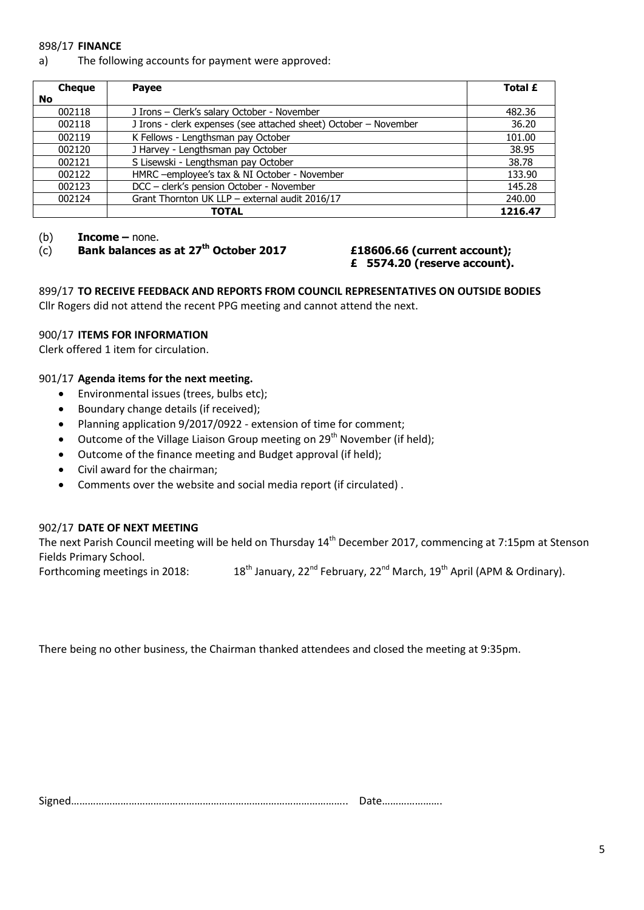898/17 **FINANCE**

a) The following accounts for payment were approved:

| Cheque No | Payee | Total £ |
|---|---|---|
| 002118 | J Irons – Clerk's salary October - November | 482.36 |
| 002118 | J Irons - clerk expenses (see attached sheet) October – November | 36.20 |
| 002119 | K Fellows - Lengthsman pay October | 101.00 |
| 002120 | J Harvey - Lengthsman pay October | 38.95 |
| 002121 | S Lisewski - Lengthsman pay October | 38.78 |
| 002122 | HMRC –employee's tax & NI October - November | 133.90 |
| 002123 | DCC – clerk's pension October - November | 145.28 |
| 002124 | Grant Thornton UK LLP – external audit 2016/17 | 240.00 |
| | **TOTAL** | **1216.47** |

(b) **Income –** none.

(c) **Bank balances as at 27th October 2017** **£18606.66 (current account); £ 5574.20 (reserve account).**

899/17 **TO RECEIVE FEEDBACK AND REPORTS FROM COUNCIL REPRESENTATIVES ON OUTSIDE BODIES**

Cllr Rogers did not attend the recent PPG meeting and cannot attend the next.

900/17 **ITEMS FOR INFORMATION**

Clerk offered 1 item for circulation.

901/17 **Agenda items for the next meeting.**

- Environmental issues (trees, bulbs etc);
- Boundary change details (if received);
- Planning application 9/2017/0922 - extension of time for comment;
- Outcome of the Village Liaison Group meeting on 29th November (if held);
- Outcome of the finance meeting and Budget approval (if held);
- Civil award for the chairman;
- Comments over the website and social media report (if circulated) .

902/17 **DATE OF NEXT MEETING**

The next Parish Council meeting will be held on Thursday 14th December 2017, commencing at 7:15pm at Stenson Fields Primary School.

Forthcoming meetings in 2018: 18th January, 22nd February, 22nd March, 19th April (APM & Ordinary).

There being no other business, the Chairman thanked attendees and closed the meeting at 9:35pm.

Signed……………………………………………………………………………………….. Date………………….